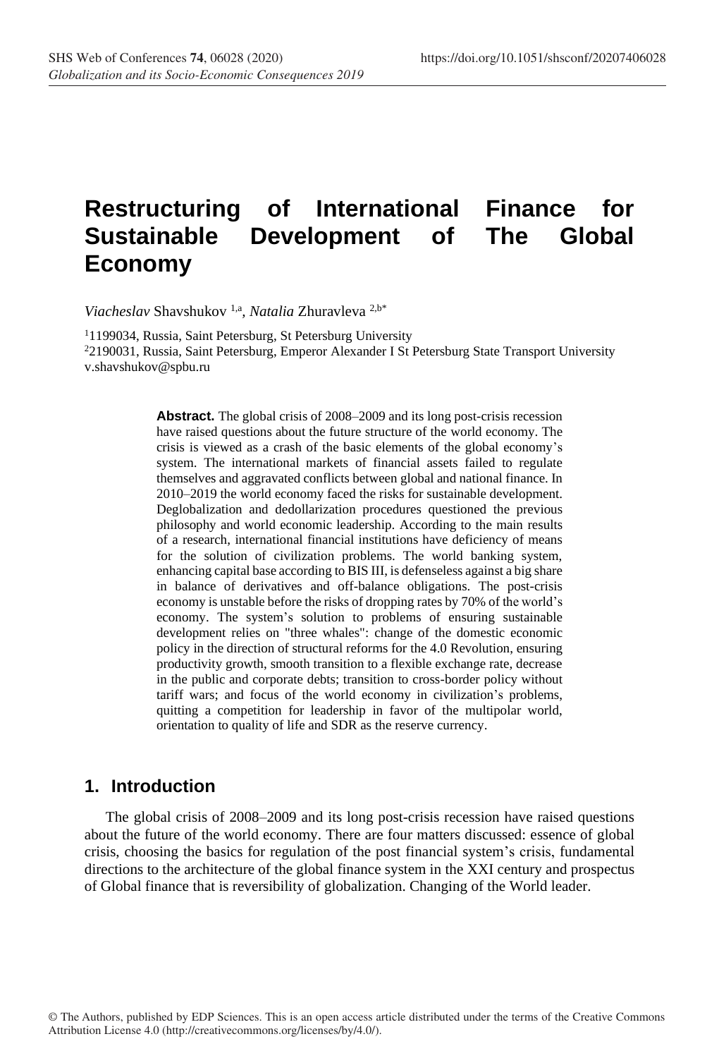# Restructuring of International Finance for Sustainable Development of The Global Economy

*Viacheslav* Shavshukov [1,a], *Natalia* Zhuravleva [2,b*]

[1]1199034, Russia, Saint Petersburg, St Petersburg University
[2]2190031, Russia, Saint Petersburg, Emperor Alexander I St Petersburg State Transport University
v.shavshukov@spbu.ru

**Abstract.** The global crisis of 2008–2009 and its long post-crisis recession have raised questions about the future structure of the world economy. The crisis is viewed as a crash of the basic elements of the global economy's system. The international markets of financial assets failed to regulate themselves and aggravated conflicts between global and national finance. In 2010–2019 the world economy faced the risks for sustainable development. Deglobalization and dedollarization procedures questioned the previous philosophy and world economic leadership. According to the main results of a research, international financial institutions have deficiency of means for the solution of civilization problems. The world banking system, enhancing capital base according to BIS III, is defenseless against a big share in balance of derivatives and off-balance obligations. The post-crisis economy is unstable before the risks of dropping rates by 70% of the world's economy. The system's solution to problems of ensuring sustainable development relies on "three whales": change of the domestic economic policy in the direction of structural reforms for the 4.0 Revolution, ensuring productivity growth, smooth transition to a flexible exchange rate, decrease in the public and corporate debts; transition to cross-border policy without tariff wars; and focus of the world economy in civilization's problems, quitting a competition for leadership in favor of the multipolar world, orientation to quality of life and SDR as the reserve currency.

## 1. Introduction

The global crisis of 2008–2009 and its long post-crisis recession have raised questions about the future of the world economy. There are four matters discussed: essence of global crisis, choosing the basics for regulation of the post financial system's crisis, fundamental directions to the architecture of the global finance system in the XXI century and prospectus of Global finance that is reversibility of globalization. Changing of the World leader.

© The Authors, published by EDP Sciences. This is an open access article distributed under the terms of the Creative Commons Attribution License 4.0 (http://creativecommons.org/licenses/by/4.0/).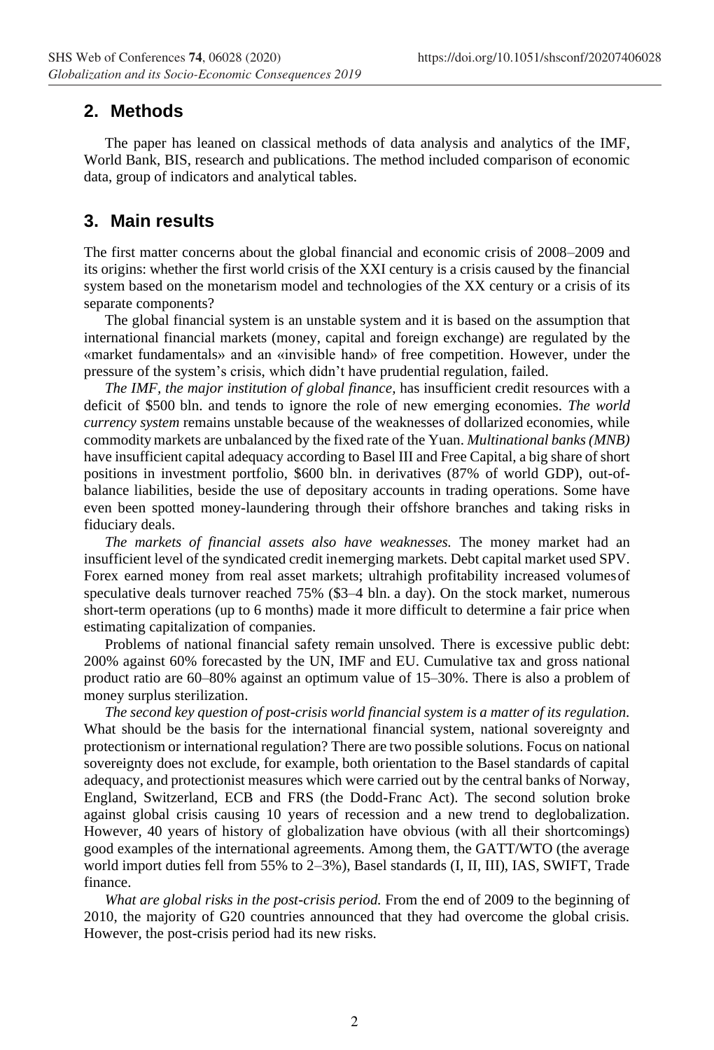## 2. Methods

The paper has leaned on classical methods of data analysis and analytics of the IMF, World Bank, BIS, research and publications. The method included comparison of economic data, group of indicators and analytical tables.

## 3. Main results

The first matter concerns about the global financial and economic crisis of 2008–2009 and its origins: whether the first world crisis of the XXI century is a crisis caused by the financial system based on the monetarism model and technologies of the XX century or a crisis of its separate components?

The global financial system is an unstable system and it is based on the assumption that international financial markets (money, capital and foreign exchange) are regulated by the «market fundamentals» and an «invisible hand» of free competition. However, under the pressure of the system's crisis, which didn't have prudential regulation, failed.

*The IMF, the major institution of global finance,* has insufficient credit resources with a deficit of $500 bln. and tends to ignore the role of new emerging economies. *The world currency system* remains unstable because of the weaknesses of dollarized economies, while commodity markets are unbalanced by the fixed rate of the Yuan. *Multinational banks (MNB)* have insufficient capital adequacy according to Basel III and Free Capital, a big share of short positions in investment portfolio, $600 bln. in derivatives (87% of world GDP), out-of-balance liabilities, beside the use of depositary accounts in trading operations. Some have even been spotted money-laundering through their offshore branches and taking risks in fiduciary deals.

*The markets of financial assets also have weaknesses.* The money market had an insufficient level of the syndicated credit inemerging markets. Debt capital market used SPV. Forex earned money from real asset markets; ultrahigh profitability increased volumesof speculative deals turnover reached 75% ($3–4 bln. a day). On the stock market, numerous short-term operations (up to 6 months) made it more difficult to determine a fair price when estimating capitalization of companies.

Problems of national financial safety remain unsolved. There is excessive public debt: 200% against 60% forecasted by the UN, IMF and EU. Cumulative tax and gross national product ratio are 60–80% against an optimum value of 15–30%. There is also a problem of money surplus sterilization.

*The second key question of post-crisis world financial system is a matter of its regulation.* What should be the basis for the international financial system, national sovereignty and protectionism or international regulation? There are two possible solutions. Focus on national sovereignty does not exclude, for example, both orientation to the Basel standards of capital adequacy, and protectionist measures which were carried out by the central banks of Norway, England, Switzerland, ECB and FRS (the Dodd-Franc Act). The second solution broke against global crisis causing 10 years of recession and a new trend to deglobalization. However, 40 years of history of globalization have obvious (with all their shortcomings) good examples of the international agreements. Among them, the GATT/WTO (the average world import duties fell from 55% to 2–3%), Basel standards (I, II, III), IAS, SWIFT, Trade finance.

*What are global risks in the post-crisis period.* From the end of 2009 to the beginning of 2010, the majority of G20 countries announced that they had overcome the global crisis. However, the post-crisis period had its new risks.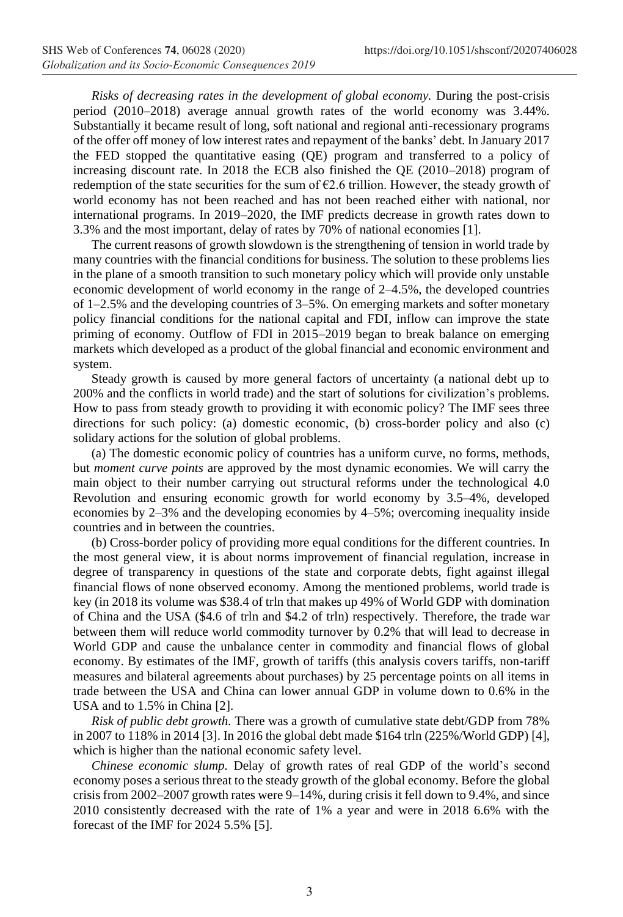*Risks of decreasing rates in the development of global economy.* During the post-crisis period (2010–2018) average annual growth rates of the world economy was 3.44%. Substantially it became result of long, soft national and regional anti-recessionary programs of the offer off money of low interest rates and repayment of the banks' debt. In January 2017 the FED stopped the quantitative easing (QE) program and transferred to a policy of increasing discount rate. In 2018 the ECB also finished the QE (2010–2018) program of redemption of the state securities for the sum of €2.6 trillion. However, the steady growth of world economy has not been reached and has not been reached either with national, nor international programs. In 2019–2020, the IMF predicts decrease in growth rates down to 3.3% and the most important, delay of rates by 70% of national economies [1].

The current reasons of growth slowdown is the strengthening of tension in world trade by many countries with the financial conditions for business. The solution to these problems lies in the plane of a smooth transition to such monetary policy which will provide only unstable economic development of world economy in the range of 2–4.5%, the developed countries of 1–2.5% and the developing countries of 3–5%. On emerging markets and softer monetary policy financial conditions for the national capital and FDI, inflow can improve the state priming of economy. Outflow of FDI in 2015–2019 began to break balance on emerging markets which developed as a product of the global financial and economic environment and system.

Steady growth is caused by more general factors of uncertainty (a national debt up to 200% and the conflicts in world trade) and the start of solutions for civilization's problems. How to pass from steady growth to providing it with economic policy? The IMF sees three directions for such policy: (a) domestic economic, (b) cross-border policy and also (c) solidary actions for the solution of global problems.

(a) The domestic economic policy of countries has a uniform curve, no forms, methods, but *moment curve points* are approved by the most dynamic economies. We will carry the main object to their number carrying out structural reforms under the technological 4.0 Revolution and ensuring economic growth for world economy by 3.5–4%, developed economies by 2–3% and the developing economies by 4–5%; overcoming inequality inside countries and in between the countries.

(b) Cross-border policy of providing more equal conditions for the different countries. In the most general view, it is about norms improvement of financial regulation, increase in degree of transparency in questions of the state and corporate debts, fight against illegal financial flows of none observed economy. Among the mentioned problems, world trade is key (in 2018 its volume was $38.4 of trln that makes up 49% of World GDP with domination of China and the USA ($4.6 of trln and $4.2 of trln) respectively. Therefore, the trade war between them will reduce world commodity turnover by 0.2% that will lead to decrease in World GDP and cause the unbalance center in commodity and financial flows of global economy. By estimates of the IMF, growth of tariffs (this analysis covers tariffs, non-tariff measures and bilateral agreements about purchases) by 25 percentage points on all items in trade between the USA and China can lower annual GDP in volume down to 0.6% in the USA and to 1.5% in China [2].

*Risk of public debt growth.* There was a growth of cumulative state debt/GDP from 78% in 2007 to 118% in 2014 [3]. In 2016 the global debt made $164 trln (225%/World GDP) [4], which is higher than the national economic safety level.

*Chinese economic slump.* Delay of growth rates of real GDP of the world's second economy poses a serious threat to the steady growth of the global economy. Before the global crisis from 2002–2007 growth rates were 9–14%, during crisis it fell down to 9.4%, and since 2010 consistently decreased with the rate of 1% a year and were in 2018 6.6% with the forecast of the IMF for 2024 5.5% [5].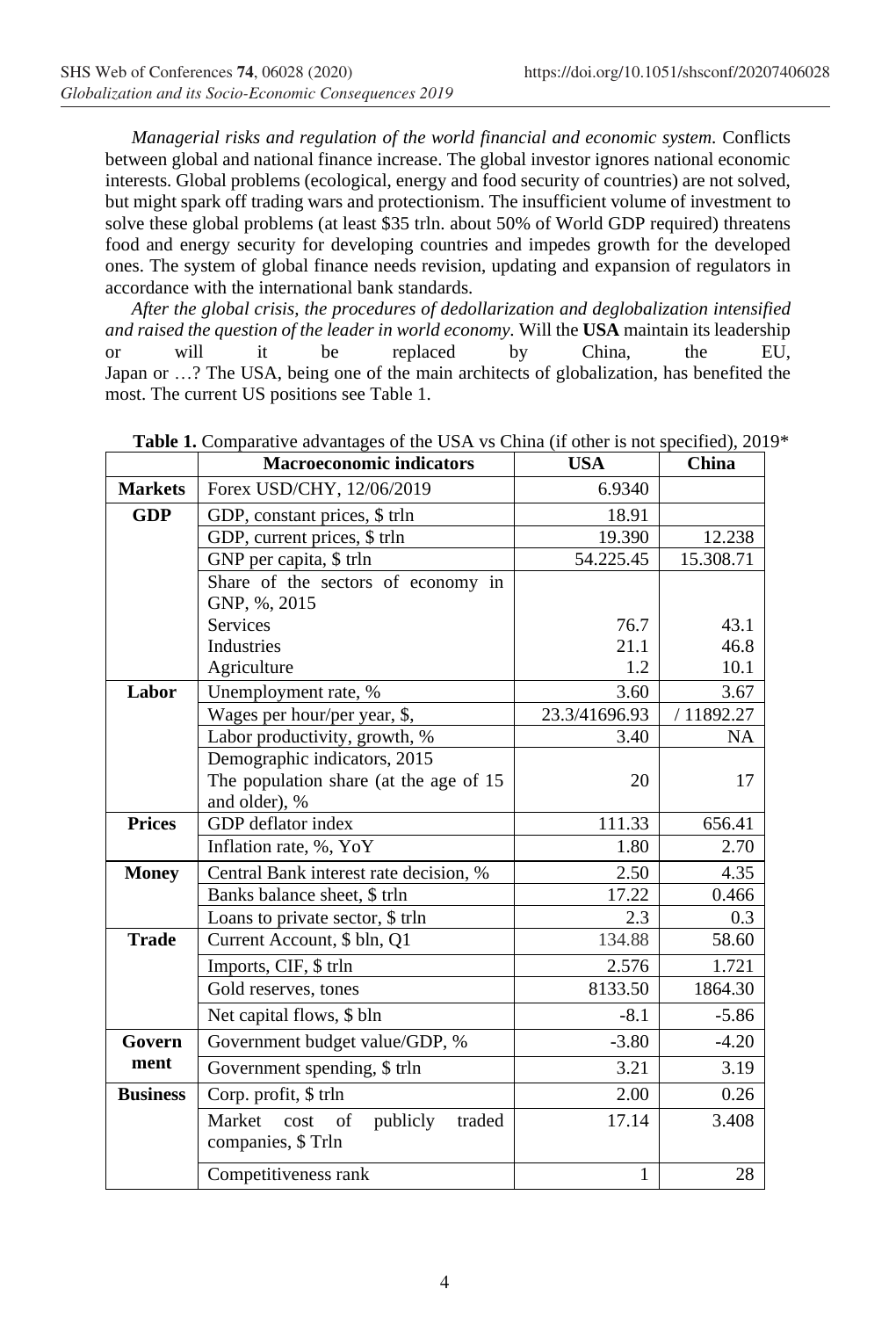*Managerial risks and regulation of the world financial and economic system.* Conflicts between global and national finance increase. The global investor ignores national economic interests. Global problems (ecological, energy and food security of countries) are not solved, but might spark off trading wars and protectionism. The insufficient volume of investment to solve these global problems (at least $35 trln. about 50% of World GDP required) threatens food and energy security for developing countries and impedes growth for the developed ones. The system of global finance needs revision, updating and expansion of regulators in accordance with the international bank standards.

*After the global crisis, the procedures of dedollarization and deglobalization intensified and raised the question of the leader in world economy.* Will the **USA** maintain its leadership or will it be replaced by China, the EU, Japan or …? The USA, being one of the main architects of globalization, has benefited the most. The current US positions see Table 1.

**Table 1.** Comparative advantages of the USA vs China (if other is not specified), 2019*

| | **Macroeconomic indicators** | **USA** | **China** |
|---|---|---|---|
| **Markets** | Forex USD/CHY, 12/06/2019 | 6.9340 | |
| **GDP** | GDP, constant prices, $ trln | 18.91 | |
| | GDP, current prices, $ trln | 19.390 | 12.238 |
| | GNP per capita, $ trln | 54.225.45 | 15.308.71 |
| | Share of the sectors of economy in GNP, %, 2015 | | |
| | Services | 76.7 | 43.1 |
| | Industries | 21.1 | 46.8 |
| | Agriculture | 1.2 | 10.1 |
| **Labor** | Unemployment rate, % | 3.60 | 3.67 |
| | Wages per hour/per year, $, | 23.3/41696.93 | / 11892.27 |
| | Labor productivity, growth, % | 3.40 | NA |
| | Demographic indicators, 2015 The population share (at the age of 15 and older), % | 20 | 17 |
| **Prices** | GDP deflator index | 111.33 | 656.41 |
| | Inflation rate, %, YoY | 1.80 | 2.70 |
| **Money** | Central Bank interest rate decision, % | 2.50 | 4.35 |
| | Banks balance sheet, $ trln | 17.22 | 0.466 |
| | Loans to private sector, $ trln | 2.3 | 0.3 |
| **Trade** | Current Account, $ bln, Q1 | 134.88 | 58.60 |
| | Imports, CIF, $ trln | 2.576 | 1.721 |
| | Gold reserves, tones | 8133.50 | 1864.30 |
| | Net capital flows, $ bln | -8.1 | -5.86 |
| **Government** | Government budget value/GDP, % | -3.80 | -4.20 |
| | Government spending, $ trln | 3.21 | 3.19 |
| **Business** | Corp. profit, $ trln | 2.00 | 0.26 |
| | Market cost of publicly traded companies, $ Trln | 17.14 | 3.408 |
| | Competitiveness rank | 1 | 28 |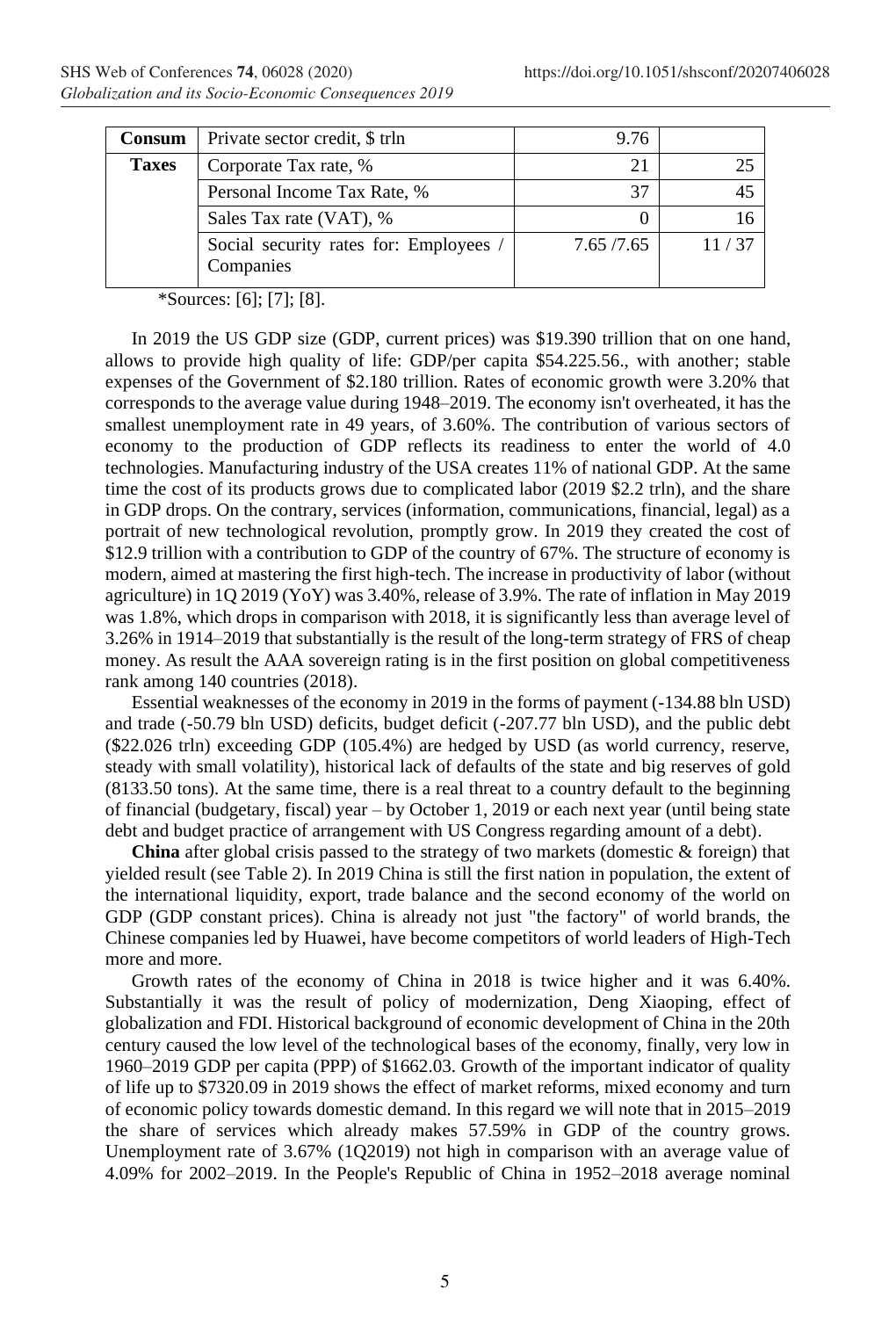| Consum | Private sector credit, $ trln | 9.76 | |
|---|---|---|---|
| **Taxes** | Corporate Tax rate, % | 21 | 25 |
| | Personal Income Tax Rate, % | 37 | 45 |
| | Sales Tax rate (VAT), % | 0 | 16 |
| | Social security rates for: Employees / Companies | 7.65 /7.65 | 11 / 37 |

*Sources: [6]; [7]; [8].

In 2019 the US GDP size (GDP, current prices) was $19.390 trillion that on one hand, allows to provide high quality of life: GDP/per capita $54.225.56., with another; stable expenses of the Government of $2.180 trillion. Rates of economic growth were 3.20% that corresponds to the average value during 1948–2019. The economy isn't overheated, it has the smallest unemployment rate in 49 years, of 3.60%. The contribution of various sectors of economy to the production of GDP reflects its readiness to enter the world of 4.0 technologies. Manufacturing industry of the USA creates 11% of national GDP. At the same time the cost of its products grows due to complicated labor (2019 $2.2 trln), and the share in GDP drops. On the contrary, services (information, communications, financial, legal) as a portrait of new technological revolution, promptly grow. In 2019 they created the cost of $12.9 trillion with a contribution to GDP of the country of 67%. The structure of economy is modern, aimed at mastering the first high-tech. The increase in productivity of labor (without agriculture) in 1Q 2019 (YoY) was 3.40%, release of 3.9%. The rate of inflation in May 2019 was 1.8%, which drops in comparison with 2018, it is significantly less than average level of 3.26% in 1914–2019 that substantially is the result of the long-term strategy of FRS of cheap money. As result the AAA sovereign rating is in the first position on global competitiveness rank among 140 countries (2018).

Essential weaknesses of the economy in 2019 in the forms of payment (-134.88 bln USD) and trade (-50.79 bln USD) deficits, budget deficit (-207.77 bln USD), and the public debt ($22.026 trln) exceeding GDP (105.4%) are hedged by USD (as world currency, reserve, steady with small volatility), historical lack of defaults of the state and big reserves of gold (8133.50 tons). At the same time, there is a real threat to a country default to the beginning of financial (budgetary, fiscal) year – by October 1, 2019 or each next year (until being state debt and budget practice of arrangement with US Congress regarding amount of a debt).

**China** after global crisis passed to the strategy of two markets (domestic & foreign) that yielded result (see Table 2). In 2019 China is still the first nation in population, the extent of the international liquidity, export, trade balance and the second economy of the world on GDP (GDP constant prices). China is already not just "the factory" of world brands, the Chinese companies led by Huawei, have become competitors of world leaders of High-Tech more and more.

Growth rates of the economy of China in 2018 is twice higher and it was 6.40%. Substantially it was the result of policy of modernization, Deng Xiaoping, effect of globalization and FDI. Historical background of economic development of China in the 20th century caused the low level of the technological bases of the economy, finally, very low in 1960–2019 GDP per capita (PPP) of $1662.03. Growth of the important indicator of quality of life up to $7320.09 in 2019 shows the effect of market reforms, mixed economy and turn of economic policy towards domestic demand. In this regard we will note that in 2015–2019 the share of services which already makes 57.59% in GDP of the country grows. Unemployment rate of 3.67% (1Q2019) not high in comparison with an average value of 4.09% for 2002–2019. In the People's Republic of China in 1952–2018 average nominal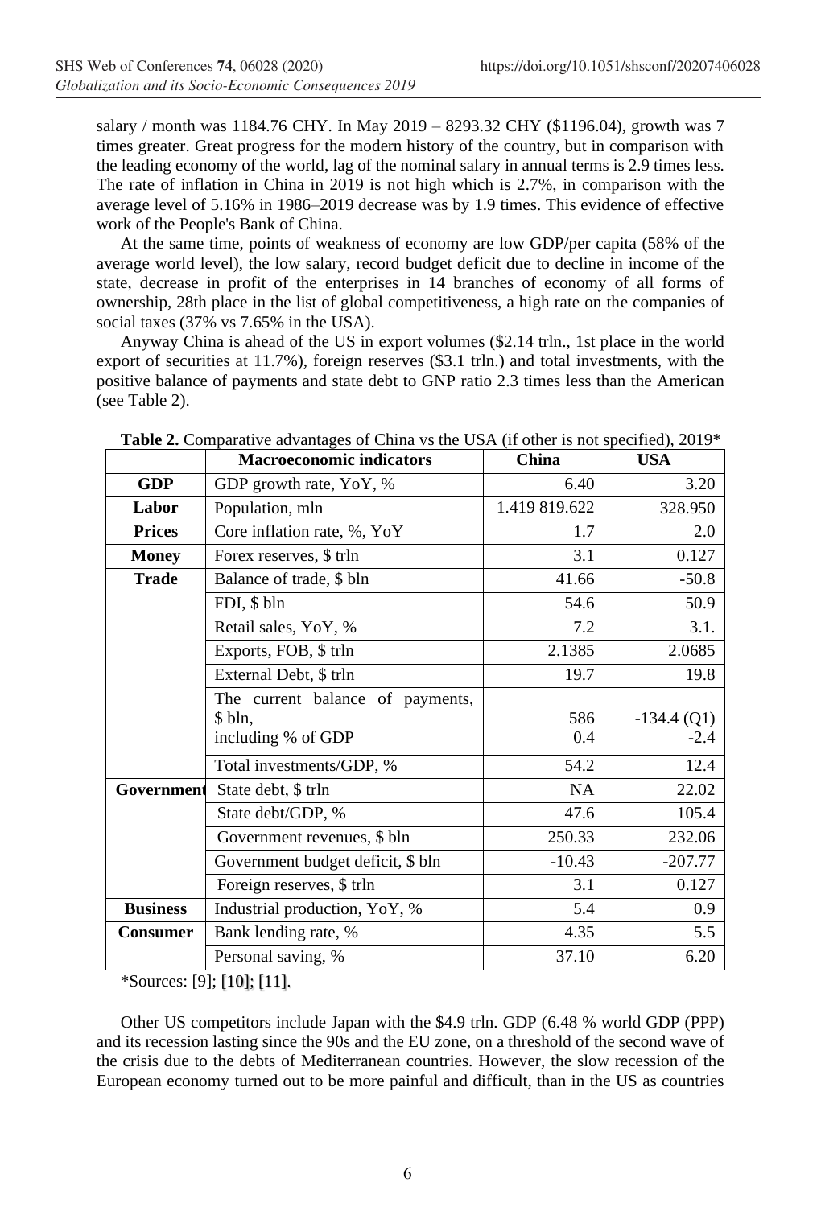salary / month was 1184.76 CHY. In May 2019 – 8293.32 CHY ($1196.04), growth was 7 times greater. Great progress for the modern history of the country, but in comparison with the leading economy of the world, lag of the nominal salary in annual terms is 2.9 times less. The rate of inflation in China in 2019 is not high which is 2.7%, in comparison with the average level of 5.16% in 1986–2019 decrease was by 1.9 times. This evidence of effective work of the People's Bank of China.

At the same time, points of weakness of economy are low GDP/per capita (58% of the average world level), the low salary, record budget deficit due to decline in income of the state, decrease in profit of the enterprises in 14 branches of economy of all forms of ownership, 28th place in the list of global competitiveness, a high rate on the companies of social taxes (37% vs 7.65% in the USA).

Anyway China is ahead of the US in export volumes ($2.14 trln., 1st place in the world export of securities at 11.7%), foreign reserves ($3.1 trln.) and total investments, with the positive balance of payments and state debt to GNP ratio 2.3 times less than the American (see Table 2).

**Table 2.** Comparative advantages of China vs the USA (if other is not specified), 2019*

| | Macroeconomic indicators | China | USA |
|---|---|---|---|
| **GDP** | GDP growth rate, YoY, % | 6.40 | 3.20 |
| **Labor** | Population, mln | 1.419 819.622 | 328.950 |
| **Prices** | Core inflation rate, %, YoY | 1.7 | 2.0 |
| **Money** | Forex reserves, $ trln | 3.1 | 0.127 |
| **Trade** | Balance of trade, $ bln | 41.66 | -50.8 |
| | FDI, $ bln | 54.6 | 50.9 |
| | Retail sales, YoY, % | 7.2 | 3.1. |
| | Exports, FOB, $ trln | 2.1385 | 2.0685 |
| | External Debt, $ trln | 19.7 | 19.8 |
| | The current balance of payments, $ bln, including % of GDP | 586<br>0.4 | -134.4 (Q1)<br>-2.4 |
| | Total investments/GDP, % | 54.2 | 12.4 |
| **Government** | State debt, $ trln | NA | 22.02 |
| | State debt/GDP, % | 47.6 | 105.4 |
| | Government revenues, $ bln | 250.33 | 232.06 |
| | Government budget deficit, $ bln | -10.43 | -207.77 |
| | Foreign reserves, $ trln | 3.1 | 0.127 |
| **Business** | Industrial production, YoY, % | 5.4 | 0.9 |
| **Consumer** | Bank lending rate, % | 4.35 | 5.5 |
| | Personal saving, % | 37.10 | 6.20 |

*Sources: [9]; [10]; [11].

Other US competitors include Japan with the $4.9 trln. GDP (6.48 % world GDP (PPP) and its recession lasting since the 90s and the EU zone, on a threshold of the second wave of the crisis due to the debts of Mediterranean countries. However, the slow recession of the European economy turned out to be more painful and difficult, than in the US as countries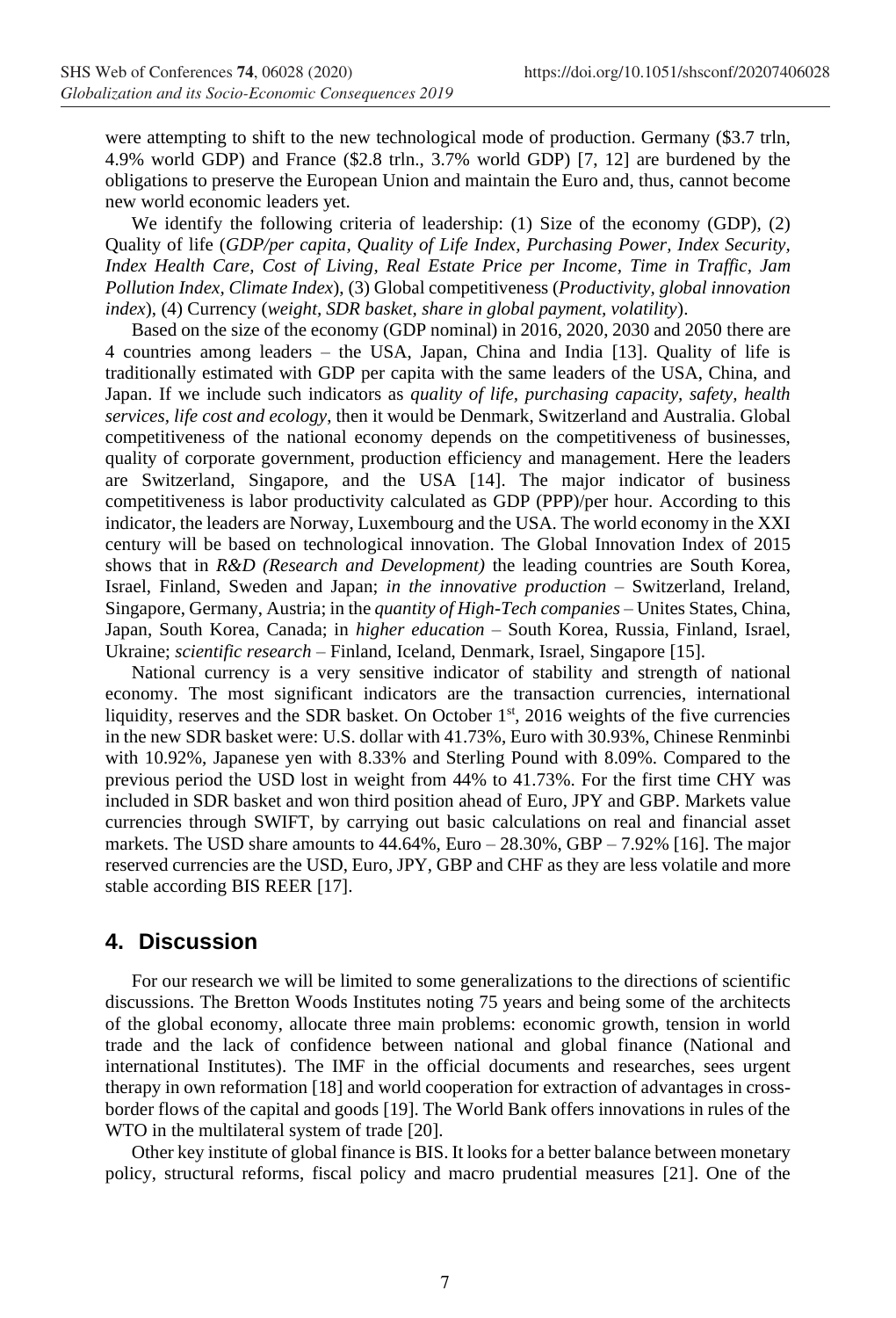were attempting to shift to the new technological mode of production. Germany ($3.7 trln, 4.9% world GDP) and France ($2.8 trln., 3.7% world GDP) [7, 12] are burdened by the obligations to preserve the European Union and maintain the Euro and, thus, cannot become new world economic leaders yet.

We identify the following criteria of leadership: (1) Size of the economy (GDP), (2) Quality of life (*GDP/per capita, Quality of Life Index, Purchasing Power, Index Security, Index Health Care, Cost of Living, Real Estate Price per Income, Time in Traffic, Jam Pollution Index, Climate Index*), (3) Global competitiveness (*Productivity, global innovation index*), (4) Currency (*weight, SDR basket, share in global payment, volatility*).

Based on the size of the economy (GDP nominal) in 2016, 2020, 2030 and 2050 there are 4 countries among leaders – the USA, Japan, China and India [13]. Quality of life is traditionally estimated with GDP per capita with the same leaders of the USA, China, and Japan. If we include such indicators as *quality of life, purchasing capacity, safety, health services, life cost and ecology*, then it would be Denmark, Switzerland and Australia. Global competitiveness of the national economy depends on the competitiveness of businesses, quality of corporate government, production efficiency and management. Here the leaders are Switzerland, Singapore, and the USA [14]. The major indicator of business competitiveness is labor productivity calculated as GDP (PPP)/per hour. According to this indicator, the leaders are Norway, Luxembourg and the USA. The world economy in the XXI century will be based on technological innovation. The Global Innovation Index of 2015 shows that in *R&D (Research and Development)* the leading countries are South Korea, Israel, Finland, Sweden and Japan; *in the innovative production* – Switzerland, Ireland, Singapore, Germany, Austria; in the *quantity of High-Tech companies* – Unites States, China, Japan, South Korea, Canada; in *higher education* – South Korea, Russia, Finland, Israel, Ukraine; *scientific research* – Finland, Iceland, Denmark, Israel, Singapore [15].

National currency is a very sensitive indicator of stability and strength of national economy. The most significant indicators are the transaction currencies, international liquidity, reserves and the SDR basket. On October 1st, 2016 weights of the five currencies in the new SDR basket were: U.S. dollar with 41.73%, Euro with 30.93%, Chinese Renminbi with 10.92%, Japanese yen with 8.33% and Sterling Pound with 8.09%. Compared to the previous period the USD lost in weight from 44% to 41.73%. For the first time CHY was included in SDR basket and won third position ahead of Euro, JPY and GBP. Markets value currencies through SWIFT, by carrying out basic calculations on real and financial asset markets. The USD share amounts to 44.64%, Euro – 28.30%, GBP – 7.92% [16]. The major reserved currencies are the USD, Euro, JPY, GBP and CHF as they are less volatile and more stable according BIS REER [17].

## 4. Discussion

For our research we will be limited to some generalizations to the directions of scientific discussions. The Bretton Woods Institutes noting 75 years and being some of the architects of the global economy, allocate three main problems: economic growth, tension in world trade and the lack of confidence between national and global finance (National and international Institutes). The IMF in the official documents and researches, sees urgent therapy in own reformation [18] and world cooperation for extraction of advantages in cross-border flows of the capital and goods [19]. The World Bank offers innovations in rules of the WTO in the multilateral system of trade [20].

Other key institute of global finance is BIS. It looks for a better balance between monetary policy, structural reforms, fiscal policy and macro prudential measures [21]. One of the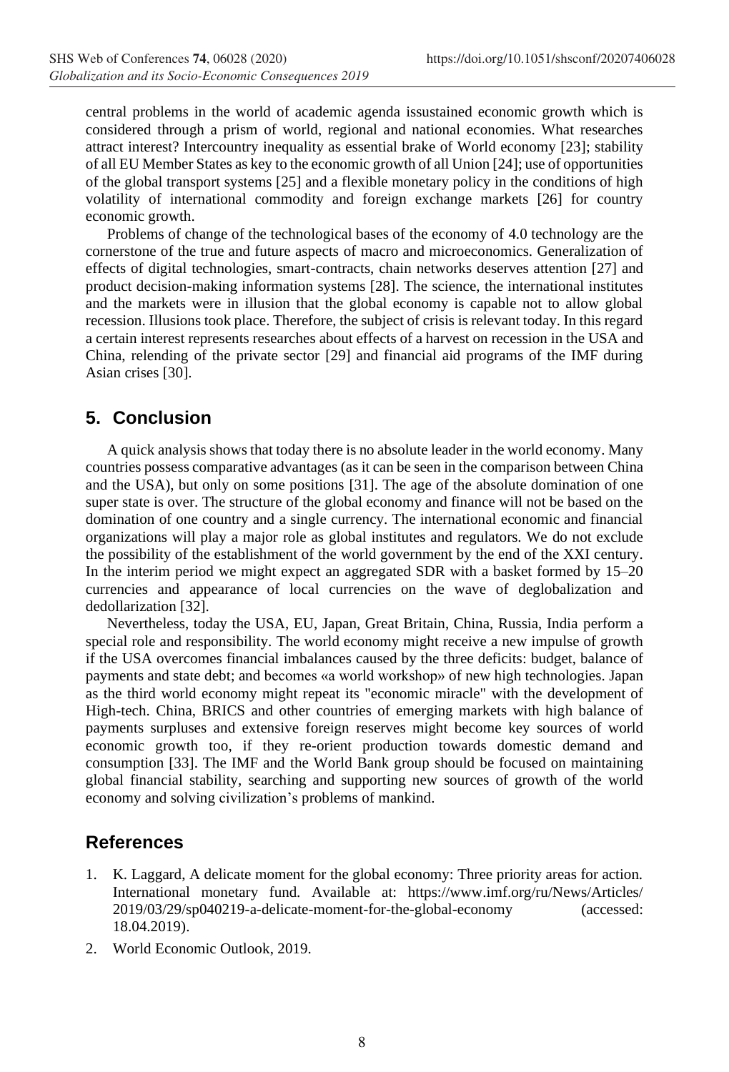central problems in the world of academic agenda issustained economic growth which is considered through a prism of world, regional and national economies. What researches attract interest? Intercountry inequality as essential brake of World economy [23]; stability of all EU Member States as key to the economic growth of all Union [24]; use of opportunities of the global transport systems [25] and a flexible monetary policy in the conditions of high volatility of international commodity and foreign exchange markets [26] for country economic growth.

Problems of change of the technological bases of the economy of 4.0 technology are the cornerstone of the true and future aspects of macro and microeconomics. Generalization of effects of digital technologies, smart-contracts, chain networks deserves attention [27] and product decision-making information systems [28]. The science, the international institutes and the markets were in illusion that the global economy is capable not to allow global recession. Illusions took place. Therefore, the subject of crisis is relevant today. In this regard a certain interest represents researches about effects of a harvest on recession in the USA and China, relending of the private sector [29] and financial aid programs of the IMF during Asian crises [30].

## 5. Conclusion

A quick analysis shows that today there is no absolute leader in the world economy. Many countries possess comparative advantages (as it can be seen in the comparison between China and the USA), but only on some positions [31]. The age of the absolute domination of one super state is over. The structure of the global economy and finance will not be based on the domination of one country and a single currency. The international economic and financial organizations will play a major role as global institutes and regulators. We do not exclude the possibility of the establishment of the world government by the end of the XXI century. In the interim period we might expect an aggregated SDR with a basket formed by 15–20 currencies and appearance of local currencies on the wave of deglobalization and dedollarization [32].

Nevertheless, today the USA, EU, Japan, Great Britain, China, Russia, India perform a special role and responsibility. The world economy might receive a new impulse of growth if the USA overcomes financial imbalances caused by the three deficits: budget, balance of payments and state debt; and becomes «a world workshop» of new high technologies. Japan as the third world economy might repeat its "economic miracle" with the development of High-tech. China, BRICS and other countries of emerging markets with high balance of payments surpluses and extensive foreign reserves might become key sources of world economic growth too, if they re-orient production towards domestic demand and consumption [33]. The IMF and the World Bank group should be focused on maintaining global financial stability, searching and supporting new sources of growth of the world economy and solving civilization's problems of mankind.

## References

1. K. Laggard, A delicate moment for the global economy: Three priority areas for action. International monetary fund. Available at: https://www.imf.org/ru/News/Articles/2019/03/29/sp040219-a-delicate-moment-for-the-global-economy (accessed: 18.04.2019).
2. World Economic Outlook, 2019.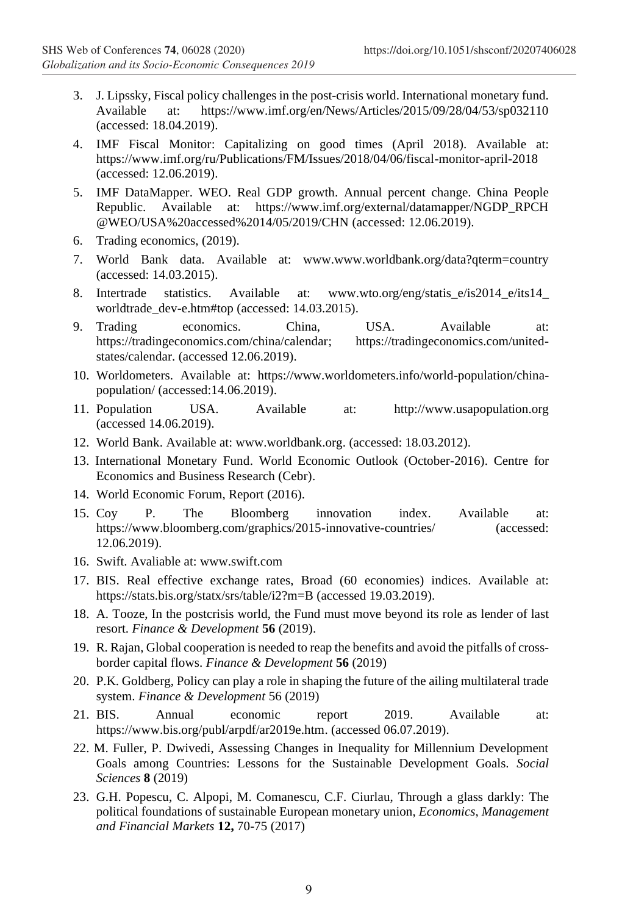3. J. Lipssky, Fiscal policy challenges in the post-crisis world. International monetary fund. Available at: https://www.imf.org/en/News/Articles/2015/09/28/04/53/sp032110 (accessed: 18.04.2019).
4. IMF Fiscal Monitor: Capitalizing on good times (April 2018). Available at: https://www.imf.org/ru/Publications/FM/Issues/2018/04/06/fiscal-monitor-april-2018 (accessed: 12.06.2019).
5. IMF DataMapper. WEO. Real GDP growth. Annual percent change. China People Republic. Available at: https://www.imf.org/external/datamapper/NGDP_RPCH @WEO/USA%20accessed%2014/05/2019/CHN (accessed: 12.06.2019).
6. Trading economics, (2019).
7. World Bank data. Available at: www.www.worldbank.org/data?qterm=country (accessed: 14.03.2015).
8. Intertrade statistics. Available at: www.wto.org/eng/statis_e/is2014_e/its14_ worldtrade_dev-e.htm#top (accessed: 14.03.2015).
9. Trading economics. China, USA. Available at: https://tradingeconomics.com/china/calendar; https://tradingeconomics.com/united-states/calendar. (accessed 12.06.2019).
10. Worldometers. Available at: https://www.worldometers.info/world-population/china-population/ (accessed:14.06.2019).
11. Population USA. Available at: http://www.usapopulation.org (accessed 14.06.2019).
12. World Bank. Available at: www.worldbank.org. (accessed: 18.03.2012).
13. International Monetary Fund. World Economic Outlook (October-2016). Centre for Economics and Business Research (Cebr).
14. World Economic Forum, Report (2016).
15. Coy P. The Bloomberg innovation index. Available at: https://www.bloomberg.com/graphics/2015-innovative-countries/ (accessed: 12.06.2019).
16. Swift. Avaliable at: www.swift.com
17. BIS. Real effective exchange rates, Broad (60 economies) indices. Available at: https://stats.bis.org/statx/srs/table/i2?m=B (accessed 19.03.2019).
18. A. Tooze, In the postcrisis world, the Fund must move beyond its role as lender of last resort. *Finance & Development* **56** (2019).
19. R. Rajan, Global cooperation is needed to reap the benefits and avoid the pitfalls of cross-border capital flows. *Finance & Development* **56** (2019)
20. P.K. Goldberg, Policy can play a role in shaping the future of the ailing multilateral trade system. *Finance & Development* 56 (2019)
21. BIS. Annual economic report 2019. Available at: https://www.bis.org/publ/arpdf/ar2019e.htm. (accessed 06.07.2019).
22. M. Fuller, P. Dwivedi, Assessing Changes in Inequality for Millennium Development Goals among Countries: Lessons for the Sustainable Development Goals. *Social Sciences* **8** (2019)
23. G.H. Popescu, C. Alpopi, M. Comanescu, C.F. Ciurlau, Through a glass darkly: The political foundations of sustainable European monetary union, *Economics, Management and Financial Markets* **12,** 70-75 (2017)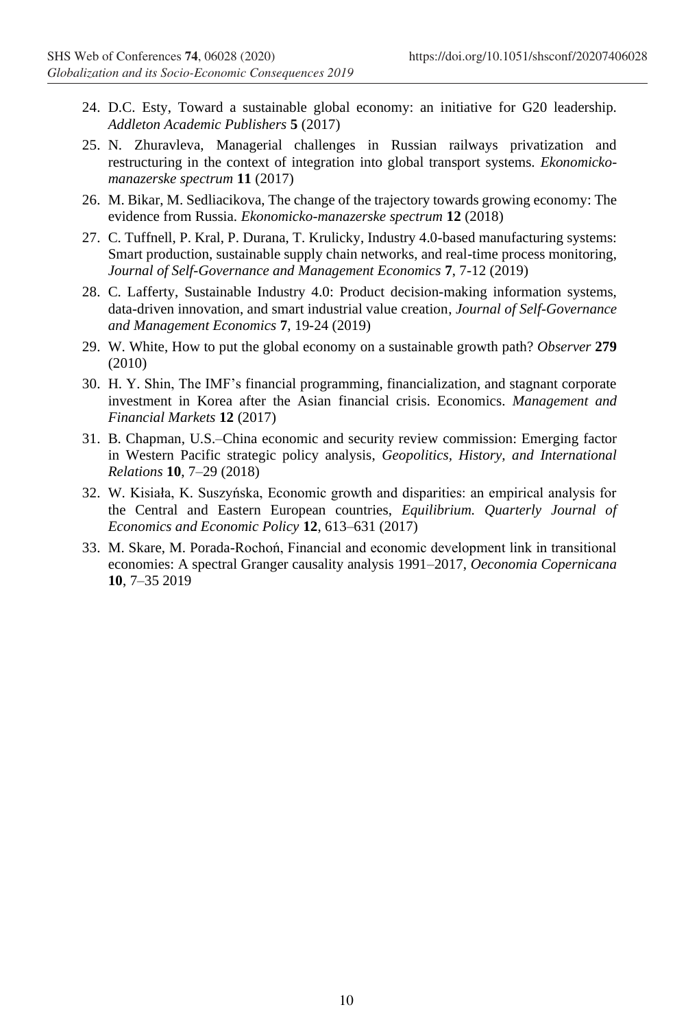24. D.C. Esty, Toward a sustainable global economy: an initiative for G20 leadership. *Addleton Academic Publishers* **5** (2017)
25. N. Zhuravleva, Managerial challenges in Russian railways privatization and restructuring in the context of integration into global transport systems. *Ekonomicko-manazerske spectrum* **11** (2017)
26. M. Bikar, M. Sedliacikova, The change of the trajectory towards growing economy: The evidence from Russia. *Ekonomicko-manazerske spectrum* **12** (2018)
27. C. Tuffnell, P. Kral, P. Durana, T. Krulicky, Industry 4.0-based manufacturing systems: Smart production, sustainable supply chain networks, and real-time process monitoring, *Journal of Self-Governance and Management Economics* **7**, 7-12 (2019)
28. C. Lafferty, Sustainable Industry 4.0: Product decision-making information systems, data-driven innovation, and smart industrial value creation, *Journal of Self-Governance and Management Economics* **7**, 19-24 (2019)
29. W. White, How to put the global economy on a sustainable growth path? *Observer* **279** (2010)
30. H. Y. Shin, The IMF's financial programming, financialization, and stagnant corporate investment in Korea after the Asian financial crisis. Economics. *Management and Financial Markets* **12** (2017)
31. B. Chapman, U.S.–China economic and security review commission: Emerging factor in Western Pacific strategic policy analysis, *Geopolitics, History, and International Relations* **10**, 7–29 (2018)
32. W. Kisiała, K. Suszyńska, Economic growth and disparities: an empirical analysis for the Central and Eastern European countries, *Equilibrium. Quarterly Journal of Economics and Economic Policy* **12**, 613–631 (2017)
33. M. Skare, M. Porada-Rochoń, Financial and economic development link in transitional economies: A spectral Granger causality analysis 1991–2017, *Oeconomia Copernicana* **10**, 7–35 2019